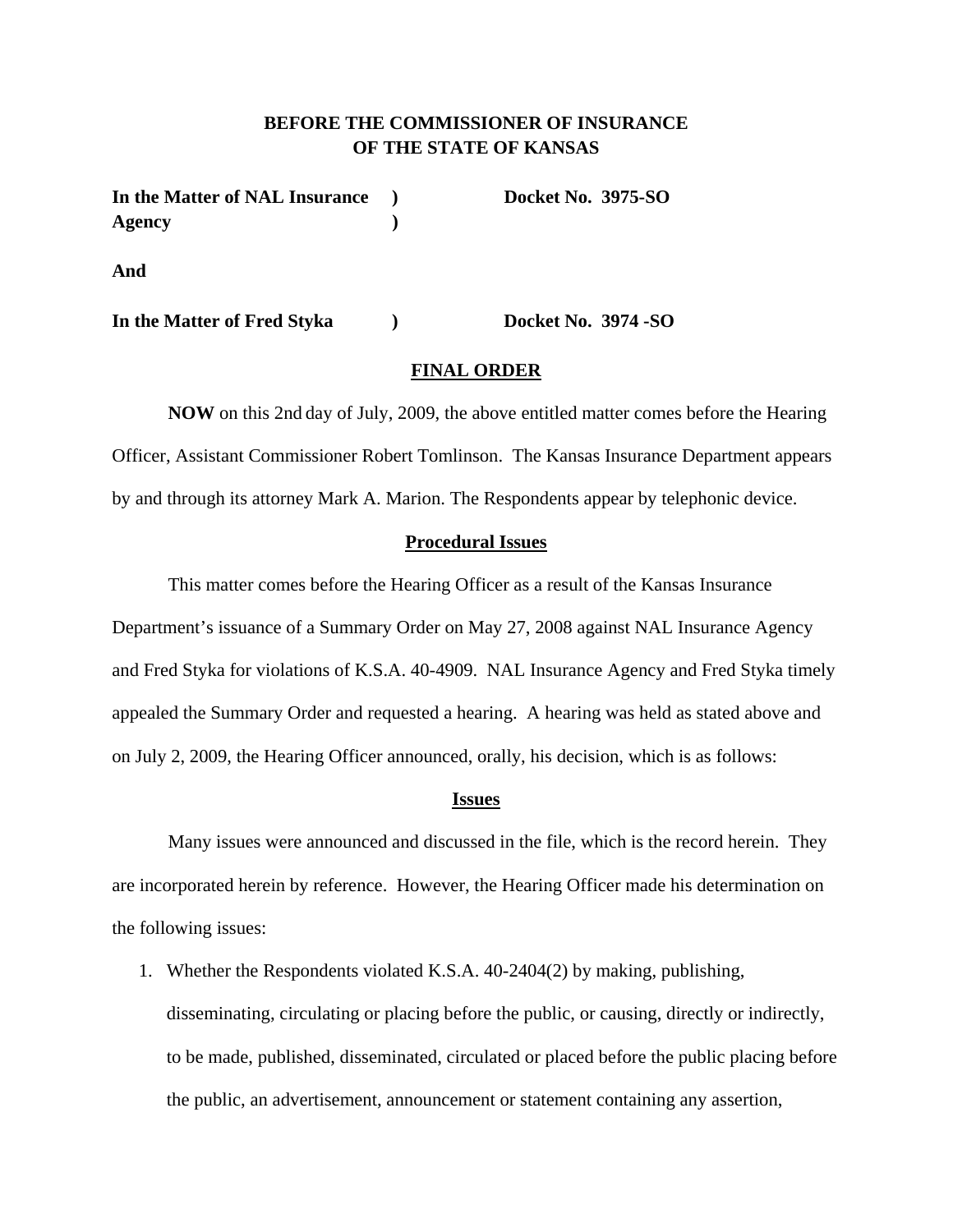**BEFORE THE COMMISSIONER OF INSURANCE**
**OF THE STATE OF KANSAS**

| | | |
|---|---|---|
| **In the Matter of NAL Insurance Agency** | **)** **)** | **Docket No. 3975-SO** |

**And**

| | | |
|---|---|---|
| **In the Matter of Fred Styka** | **)** | **Docket No. 3974 -SO** |

## FINAL ORDER

**NOW** on this 2nd day of July, 2009, the above entitled matter comes before the Hearing Officer, Assistant Commissioner Robert Tomlinson. The Kansas Insurance Department appears by and through its attorney Mark A. Marion. The Respondents appear by telephonic device.

### Procedural Issues

This matter comes before the Hearing Officer as a result of the Kansas Insurance Department's issuance of a Summary Order on May 27, 2008 against NAL Insurance Agency and Fred Styka for violations of K.S.A. 40-4909. NAL Insurance Agency and Fred Styka timely appealed the Summary Order and requested a hearing. A hearing was held as stated above and on July 2, 2009, the Hearing Officer announced, orally, his decision, which is as follows:

### Issues

Many issues were announced and discussed in the file, which is the record herein. They are incorporated herein by reference. However, the Hearing Officer made his determination on the following issues:

1. Whether the Respondents violated K.S.A. 40-2404(2) by making, publishing, disseminating, circulating or placing before the public, or causing, directly or indirectly, to be made, published, disseminated, circulated or placed before the public placing before the public, an advertisement, announcement or statement containing any assertion,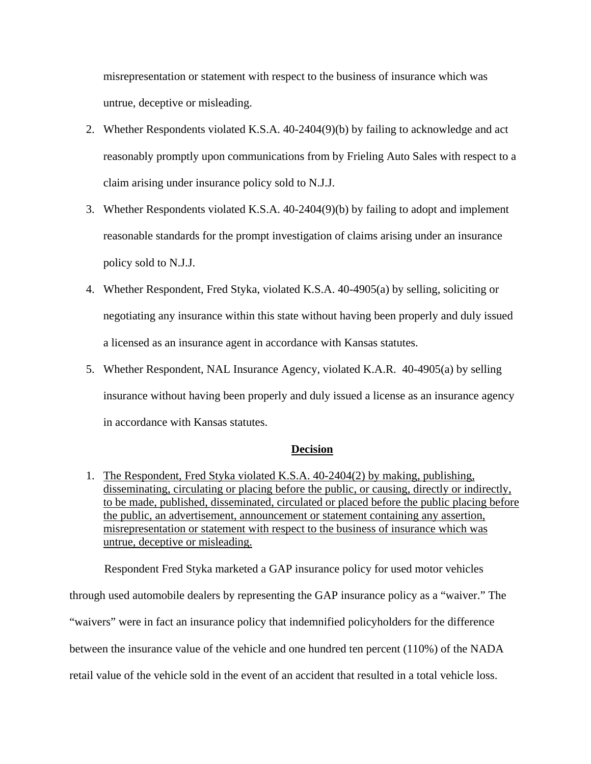misrepresentation or statement with respect to the business of insurance which was untrue, deceptive or misleading.

2. Whether Respondents violated K.S.A. 40-2404(9)(b) by failing to acknowledge and act reasonably promptly upon communications from by Frieling Auto Sales with respect to a claim arising under insurance policy sold to N.J.J.

3. Whether Respondents violated K.S.A. 40-2404(9)(b) by failing to adopt and implement reasonable standards for the prompt investigation of claims arising under an insurance policy sold to N.J.J.

4. Whether Respondent, Fred Styka, violated K.S.A. 40-4905(a) by selling, soliciting or negotiating any insurance within this state without having been properly and duly issued a licensed as an insurance agent in accordance with Kansas statutes.

5. Whether Respondent, NAL Insurance Agency, violated K.A.R. 40-4905(a) by selling insurance without having been properly and duly issued a license as an insurance agency in accordance with Kansas statutes.

## Decision

1. <u>The Respondent, Fred Styka violated K.S.A. 40-2404(2) by making, publishing, disseminating, circulating or placing before the public, or causing, directly or indirectly, to be made, published, disseminated, circulated or placed before the public placing before the public, an advertisement, announcement or statement containing any assertion, misrepresentation or statement with respect to the business of insurance which was untrue, deceptive or misleading.</u>

Respondent Fred Styka marketed a GAP insurance policy for used motor vehicles through used automobile dealers by representing the GAP insurance policy as a "waiver." The "waivers" were in fact an insurance policy that indemnified policyholders for the difference between the insurance value of the vehicle and one hundred ten percent (110%) of the NADA retail value of the vehicle sold in the event of an accident that resulted in a total vehicle loss.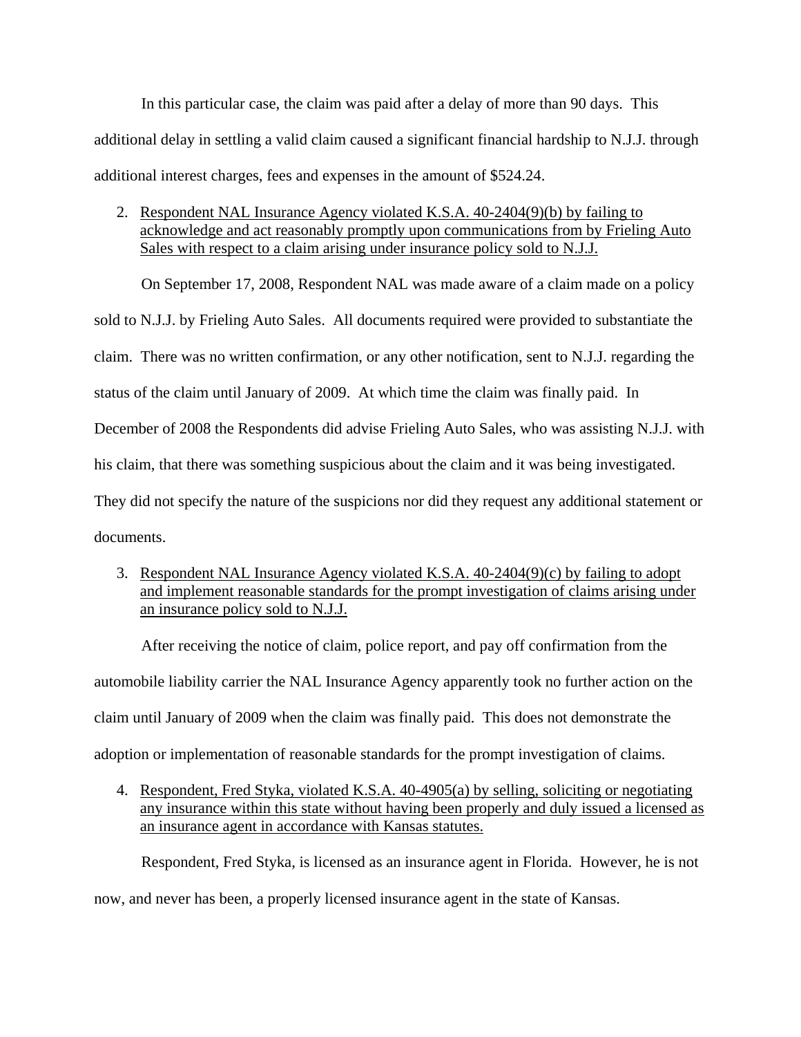In this particular case, the claim was paid after a delay of more than 90 days. This additional delay in settling a valid claim caused a significant financial hardship to N.J.J. through additional interest charges, fees and expenses in the amount of $524.24.

2. <u>Respondent NAL Insurance Agency violated K.S.A. 40-2404(9)(b) by failing to acknowledge and act reasonably promptly upon communications from by Frieling Auto Sales with respect to a claim arising under insurance policy sold to N.J.J.</u>

On September 17, 2008, Respondent NAL was made aware of a claim made on a policy sold to N.J.J. by Frieling Auto Sales. All documents required were provided to substantiate the claim. There was no written confirmation, or any other notification, sent to N.J.J. regarding the status of the claim until January of 2009. At which time the claim was finally paid. In December of 2008 the Respondents did advise Frieling Auto Sales, who was assisting N.J.J. with his claim, that there was something suspicious about the claim and it was being investigated. They did not specify the nature of the suspicions nor did they request any additional statement or documents.

3. <u>Respondent NAL Insurance Agency violated K.S.A. 40-2404(9)(c) by failing to adopt and implement reasonable standards for the prompt investigation of claims arising under an insurance policy sold to N.J.J.</u>

After receiving the notice of claim, police report, and pay off confirmation from the automobile liability carrier the NAL Insurance Agency apparently took no further action on the claim until January of 2009 when the claim was finally paid. This does not demonstrate the adoption or implementation of reasonable standards for the prompt investigation of claims.

4. <u>Respondent, Fred Styka, violated K.S.A. 40-4905(a) by selling, soliciting or negotiating any insurance within this state without having been properly and duly issued a licensed as an insurance agent in accordance with Kansas statutes.</u>

Respondent, Fred Styka, is licensed as an insurance agent in Florida. However, he is not now, and never has been, a properly licensed insurance agent in the state of Kansas.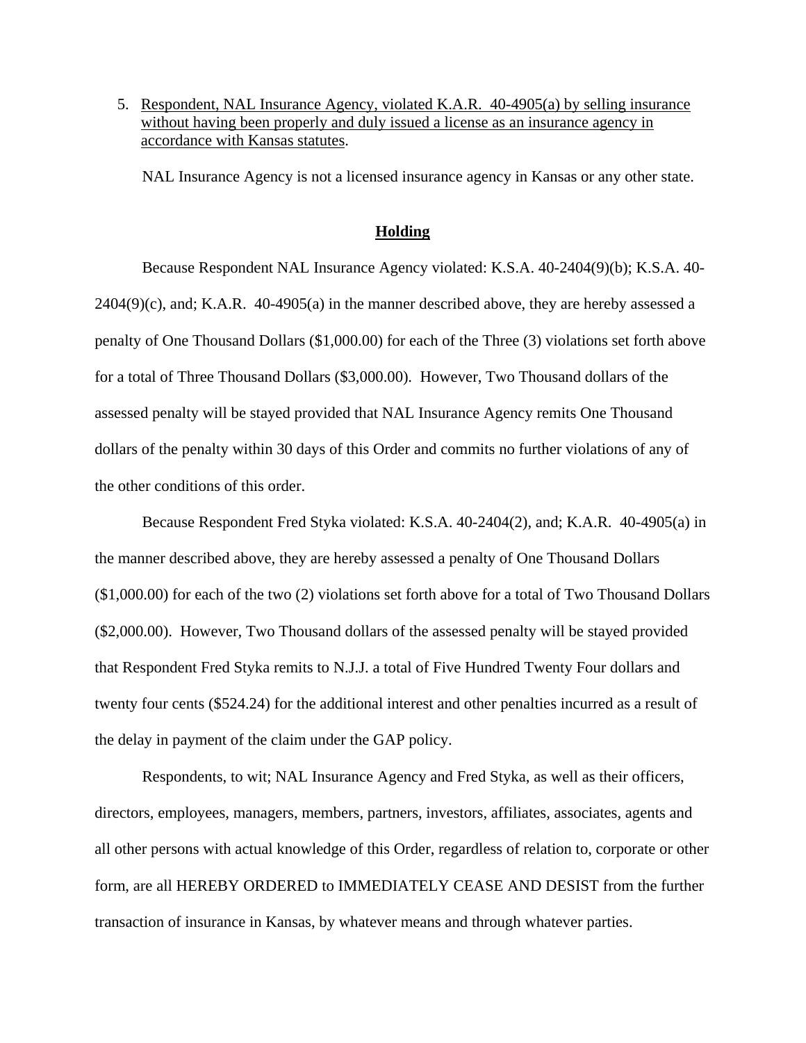5. <u>Respondent, NAL Insurance Agency, violated K.A.R. 40-4905(a) by selling insurance without having been properly and duly issued a license as an insurance agency in accordance with Kansas statutes</u>.

   NAL Insurance Agency is not a licensed insurance agency in Kansas or any other state.

## <u>**Holding**</u>

Because Respondent NAL Insurance Agency violated: K.S.A. 40-2404(9)(b); K.S.A. 40-2404(9)(c), and; K.A.R. 40-4905(a) in the manner described above, they are hereby assessed a penalty of One Thousand Dollars ($1,000.00) for each of the Three (3) violations set forth above for a total of Three Thousand Dollars ($3,000.00). However, Two Thousand dollars of the assessed penalty will be stayed provided that NAL Insurance Agency remits One Thousand dollars of the penalty within 30 days of this Order and commits no further violations of any of the other conditions of this order.

Because Respondent Fred Styka violated: K.S.A. 40-2404(2), and; K.A.R. 40-4905(a) in the manner described above, they are hereby assessed a penalty of One Thousand Dollars ($1,000.00) for each of the two (2) violations set forth above for a total of Two Thousand Dollars ($2,000.00). However, Two Thousand dollars of the assessed penalty will be stayed provided that Respondent Fred Styka remits to N.J.J. a total of Five Hundred Twenty Four dollars and twenty four cents ($524.24) for the additional interest and other penalties incurred as a result of the delay in payment of the claim under the GAP policy.

Respondents, to wit; NAL Insurance Agency and Fred Styka, as well as their officers, directors, employees, managers, members, partners, investors, affiliates, associates, agents and all other persons with actual knowledge of this Order, regardless of relation to, corporate or other form, are all HEREBY ORDERED to IMMEDIATELY CEASE AND DESIST from the further transaction of insurance in Kansas, by whatever means and through whatever parties.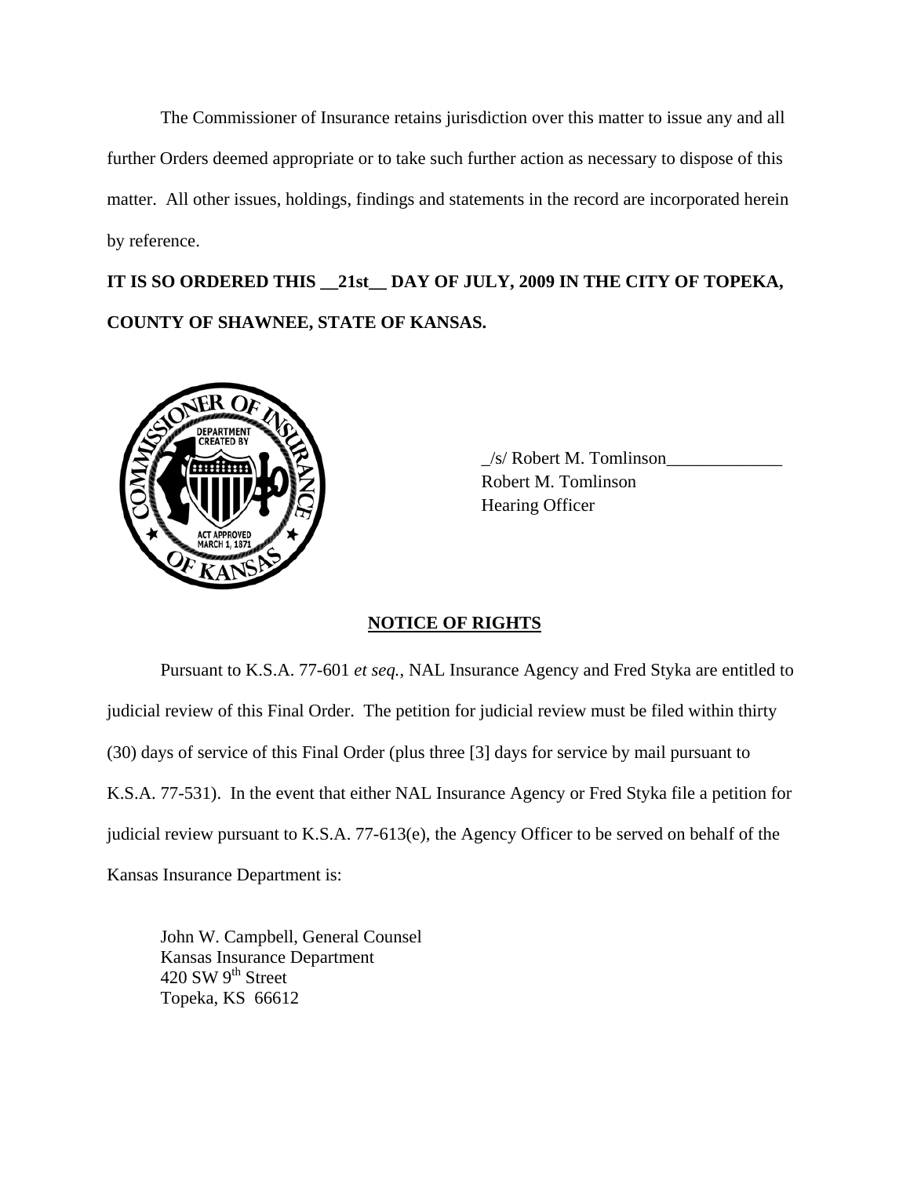The Commissioner of Insurance retains jurisdiction over this matter to issue any and all further Orders deemed appropriate or to take such further action as necessary to dispose of this matter. All other issues, holdings, findings and statements in the record are incorporated herein by reference.

**IT IS SO ORDERED THIS __21st__ DAY OF JULY, 2009 IN THE CITY OF TOPEKA, COUNTY OF SHAWNEE, STATE OF KANSAS.**

_/s/ Robert M. Tomlinson_____________
Robert M. Tomlinson
Hearing Officer

## NOTICE OF RIGHTS

Pursuant to K.S.A. 77-601 *et seq.*, NAL Insurance Agency and Fred Styka are entitled to judicial review of this Final Order. The petition for judicial review must be filed within thirty (30) days of service of this Final Order (plus three [3] days for service by mail pursuant to K.S.A. 77-531). In the event that either NAL Insurance Agency or Fred Styka file a petition for judicial review pursuant to K.S.A. 77-613(e), the Agency Officer to be served on behalf of the Kansas Insurance Department is:

John W. Campbell, General Counsel
Kansas Insurance Department
420 SW 9th Street
Topeka, KS 66612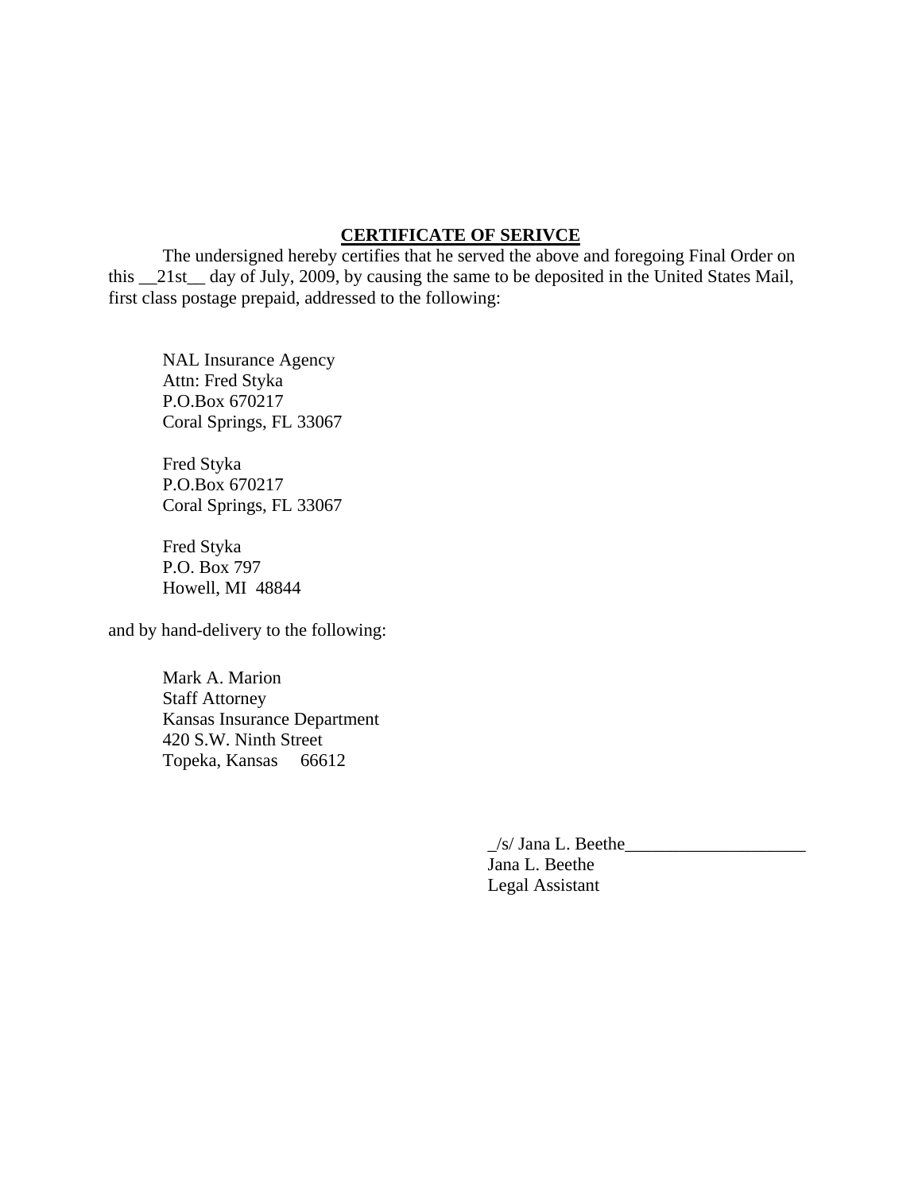**CERTIFICATE OF SERIVCE**

The undersigned hereby certifies that he served the above and foregoing Final Order on this __21st__ day of July, 2009, by causing the same to be deposited in the United States Mail, first class postage prepaid, addressed to the following:

NAL Insurance Agency
Attn: Fred Styka
P.O.Box 670217
Coral Springs, FL 33067

Fred Styka
P.O.Box 670217
Coral Springs, FL 33067

Fred Styka
P.O. Box 797
Howell, MI 48844

and by hand-delivery to the following:

Mark A. Marion
Staff Attorney
Kansas Insurance Department
420 S.W. Ninth Street
Topeka, Kansas 66612

_/s/ Jana L. Beethe____________________
Jana L. Beethe
Legal Assistant